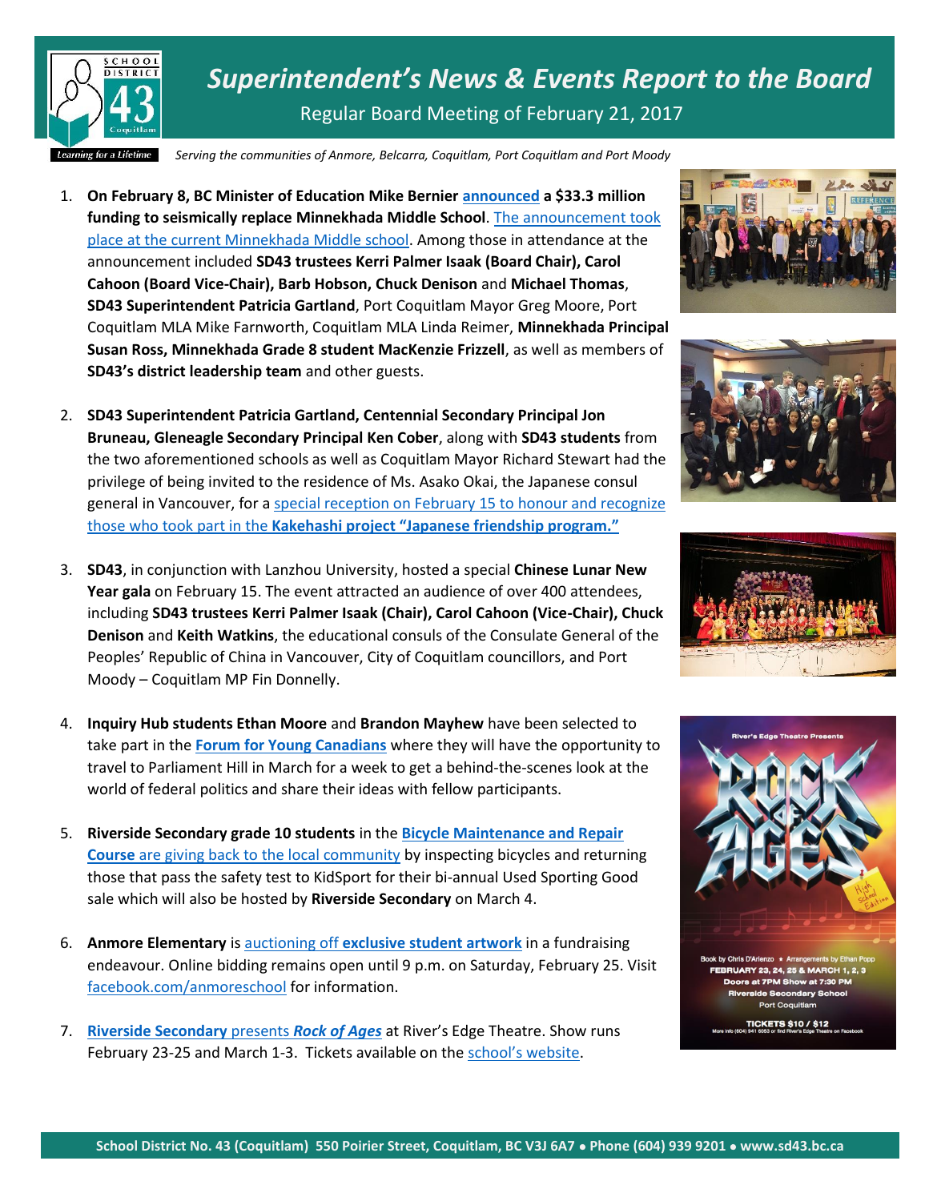# Superintendent's News & Events Report to the Board

Regular Board Meeting of February 21, 2017

*Serving the communities of Anmore, Belcarra, Coquitlam, Port Coquitlam and Port Moody*

1. **On February 8, BC Minister of Education Mike Bernier announced a $33.3 million funding to seismically replace Minnekhada Middle School**. The announcement took place at the current Minnekhada Middle school. Among those in attendance at the announcement included **SD43 trustees Kerri Palmer Isaak (Board Chair), Carol Cahoon (Board Vice-Chair), Barb Hobson, Chuck Denison** and **Michael Thomas**, **SD43 Superintendent Patricia Gartland**, Port Coquitlam Mayor Greg Moore, Port Coquitlam MLA Mike Farnworth, Coquitlam MLA Linda Reimer, **Minnekhada Principal Susan Ross, Minnekhada Grade 8 student MacKenzie Frizzell**, as well as members of **SD43's district leadership team** and other guests.

2. **SD43 Superintendent Patricia Gartland, Centennial Secondary Principal Jon Bruneau, Gleneagle Secondary Principal Ken Cober**, along with **SD43 students** from the two aforementioned schools as well as Coquitlam Mayor Richard Stewart had the privilege of being invited to the residence of Ms. Asako Okai, the Japanese consul general in Vancouver, for a special reception on February 15 to honour and recognize those who took part in the **Kakehashi project "Japanese friendship program."**

3. **SD43**, in conjunction with Lanzhou University, hosted a special **Chinese Lunar New Year gala** on February 15. The event attracted an audience of over 400 attendees, including **SD43 trustees Kerri Palmer Isaak (Chair), Carol Cahoon (Vice-Chair), Chuck Denison** and **Keith Watkins**, the educational consuls of the Consulate General of the Peoples' Republic of China in Vancouver, City of Coquitlam councillors, and Port Moody – Coquitlam MP Fin Donnelly.

4. **Inquiry Hub students Ethan Moore** and **Brandon Mayhew** have been selected to take part in the **Forum for Young Canadians** where they will have the opportunity to travel to Parliament Hill in March for a week to get a behind-the-scenes look at the world of federal politics and share their ideas with fellow participants.

5. **Riverside Secondary grade 10 students** in the **Bicycle Maintenance and Repair Course** are giving back to the local community by inspecting bicycles and returning those that pass the safety test to KidSport for their bi-annual Used Sporting Good sale which will also be hosted by **Riverside Secondary** on March 4.

6. **Anmore Elementary** is auctioning off **exclusive student artwork** in a fundraising endeavour. Online bidding remains open until 9 p.m. on Saturday, February 25. Visit facebook.com/anmoreschool for information.

7. **Riverside Secondary** presents ***Rock of Ages*** at River's Edge Theatre. Show runs February 23-25 and March 1-3. Tickets available on the school's website.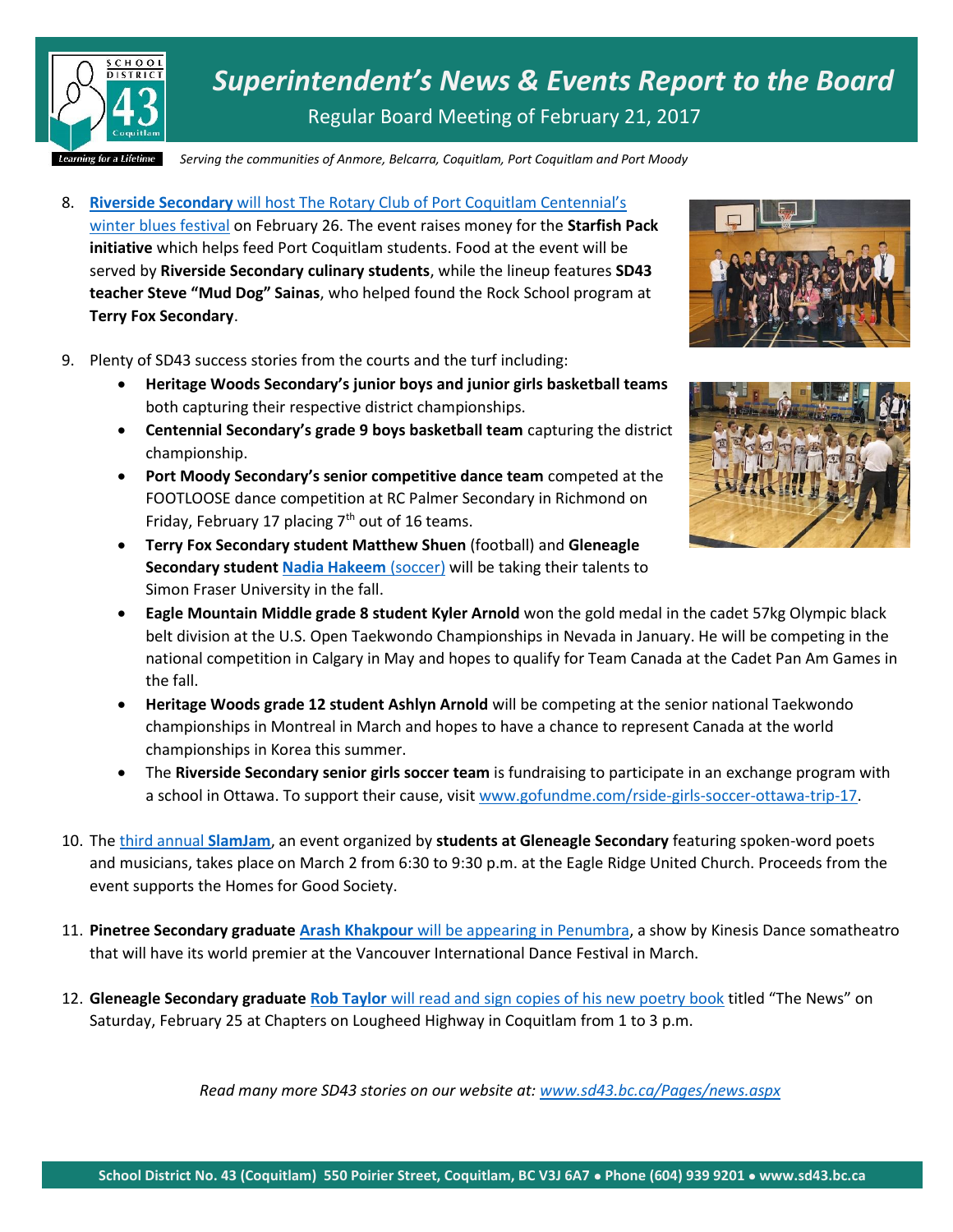# *Superintendent's News & Events Report to the Board*

Regular Board Meeting of February 21, 2017

*Serving the communities of Anmore, Belcarra, Coquitlam, Port Coquitlam and Port Moody*

8. **Riverside Secondary** will host The Rotary Club of Port Coquitlam Centennial's winter blues festival on February 26. The event raises money for the **Starfish Pack initiative** which helps feed Port Coquitlam students. Food at the event will be served by **Riverside Secondary culinary students**, while the lineup features **SD43 teacher Steve "Mud Dog" Sainas**, who helped found the Rock School program at **Terry Fox Secondary**.

9. Plenty of SD43 success stories from the courts and the turf including:
   - **Heritage Woods Secondary's junior boys and junior girls basketball teams** both capturing their respective district championships.
   - **Centennial Secondary's grade 9 boys basketball team** capturing the district championship.
   - **Port Moody Secondary's senior competitive dance team** competed at the FOOTLOOSE dance competition at RC Palmer Secondary in Richmond on Friday, February 17 placing 7th out of 16 teams.
   - **Terry Fox Secondary student Matthew Shuen** (football) and **Gleneagle Secondary student Nadia Hakeem** (soccer) will be taking their talents to Simon Fraser University in the fall.
   - **Eagle Mountain Middle grade 8 student Kyler Arnold** won the gold medal in the cadet 57kg Olympic black belt division at the U.S. Open Taekwondo Championships in Nevada in January. He will be competing in the national competition in Calgary in May and hopes to qualify for Team Canada at the Cadet Pan Am Games in the fall.
   - **Heritage Woods grade 12 student Ashlyn Arnold** will be competing at the senior national Taekwondo championships in Montreal in March and hopes to have a chance to represent Canada at the world championships in Korea this summer.
   - The **Riverside Secondary senior girls soccer team** is fundraising to participate in an exchange program with a school in Ottawa. To support their cause, visit www.gofundme.com/rside-girls-soccer-ottawa-trip-17.

10. The third annual **SlamJam**, an event organized by **students at Gleneagle Secondary** featuring spoken-word poets and musicians, takes place on March 2 from 6:30 to 9:30 p.m. at the Eagle Ridge United Church. Proceeds from the event supports the Homes for Good Society.

11. **Pinetree Secondary graduate Arash Khakpour** will be appearing in Penumbra, a show by Kinesis Dance somatheatro that will have its world premier at the Vancouver International Dance Festival in March.

12. **Gleneagle Secondary graduate Rob Taylor** will read and sign copies of his new poetry book titled "The News" on Saturday, February 25 at Chapters on Lougheed Highway in Coquitlam from 1 to 3 p.m.

*Read many more SD43 stories on our website at: www.sd43.bc.ca/Pages/news.aspx*

**School District No. 43 (Coquitlam) 550 Poirier Street, Coquitlam, BC V3J 6A7 • Phone (604) 939 9201 • www.sd43.bc.ca**